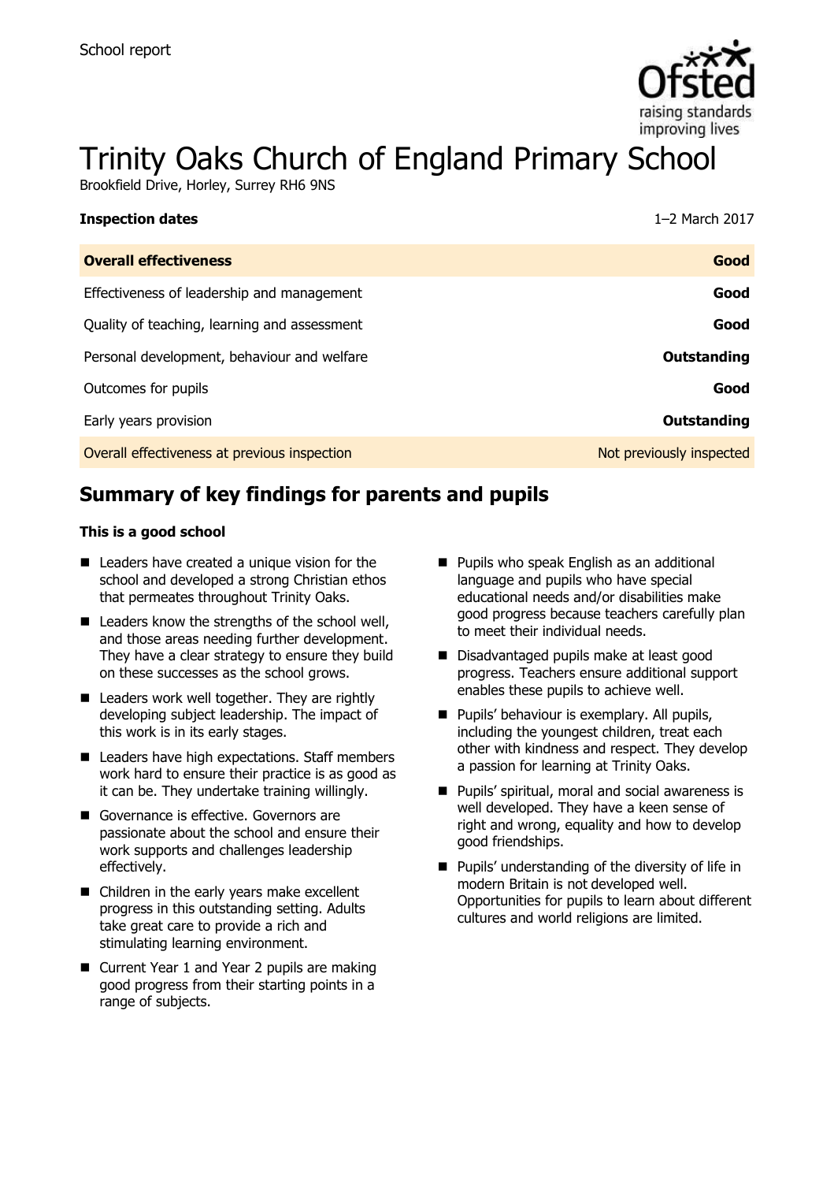School report

# Trinity Oaks Church of England Primary School

Brookfield Drive, Horley, Surrey RH6 9NS

| **Inspection dates** | 1–2 March 2017 |
|---|---|
| **Overall effectiveness** | **Good** |
| Effectiveness of leadership and management | **Good** |
| Quality of teaching, learning and assessment | **Good** |
| Personal development, behaviour and welfare | **Outstanding** |
| Outcomes for pupils | **Good** |
| Early years provision | **Outstanding** |
| Overall effectiveness at previous inspection | Not previously inspected |

## Summary of key findings for parents and pupils

**This is a good school**

- Leaders have created a unique vision for the school and developed a strong Christian ethos that permeates throughout Trinity Oaks.
- Leaders know the strengths of the school well, and those areas needing further development. They have a clear strategy to ensure they build on these successes as the school grows.
- Leaders work well together. They are rightly developing subject leadership. The impact of this work is in its early stages.
- Leaders have high expectations. Staff members work hard to ensure their practice is as good as it can be. They undertake training willingly.
- Governance is effective. Governors are passionate about the school and ensure their work supports and challenges leadership effectively.
- Children in the early years make excellent progress in this outstanding setting. Adults take great care to provide a rich and stimulating learning environment.
- Current Year 1 and Year 2 pupils are making good progress from their starting points in a range of subjects.
- Pupils who speak English as an additional language and pupils who have special educational needs and/or disabilities make good progress because teachers carefully plan to meet their individual needs.
- Disadvantaged pupils make at least good progress. Teachers ensure additional support enables these pupils to achieve well.
- Pupils' behaviour is exemplary. All pupils, including the youngest children, treat each other with kindness and respect. They develop a passion for learning at Trinity Oaks.
- Pupils' spiritual, moral and social awareness is well developed. They have a keen sense of right and wrong, equality and how to develop good friendships.
- Pupils' understanding of the diversity of life in modern Britain is not developed well. Opportunities for pupils to learn about different cultures and world religions are limited.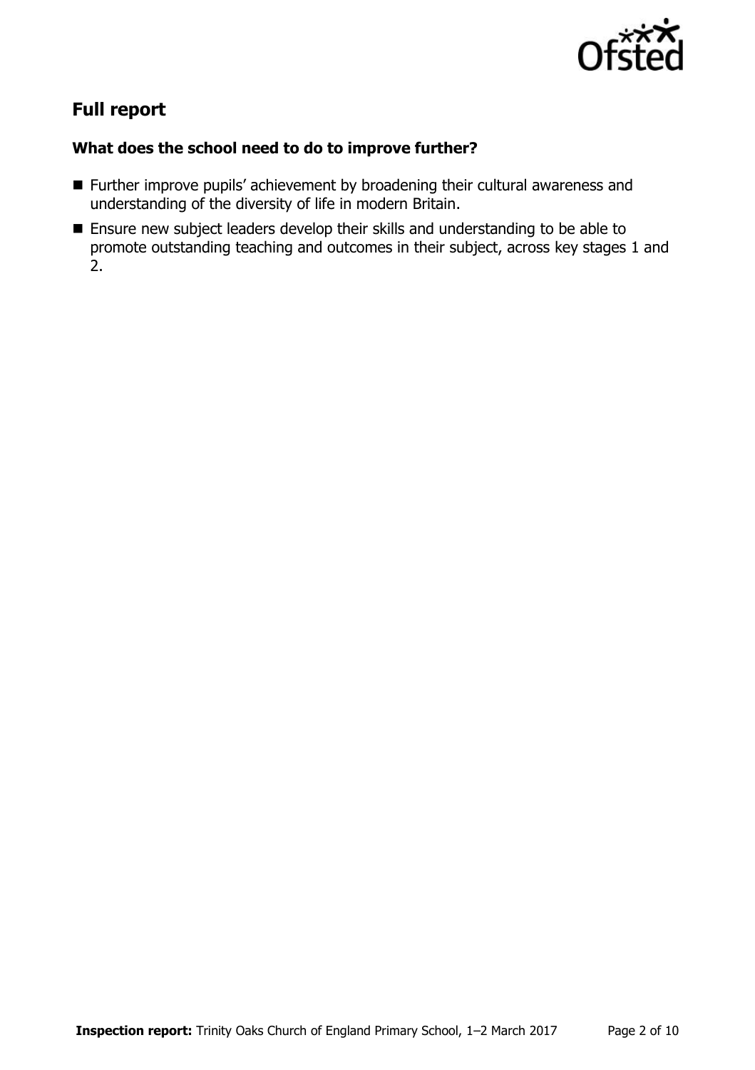## Full report

### What does the school need to do to improve further?

- Further improve pupils' achievement by broadening their cultural awareness and understanding of the diversity of life in modern Britain.
- Ensure new subject leaders develop their skills and understanding to be able to promote outstanding teaching and outcomes in their subject, across key stages 1 and 2.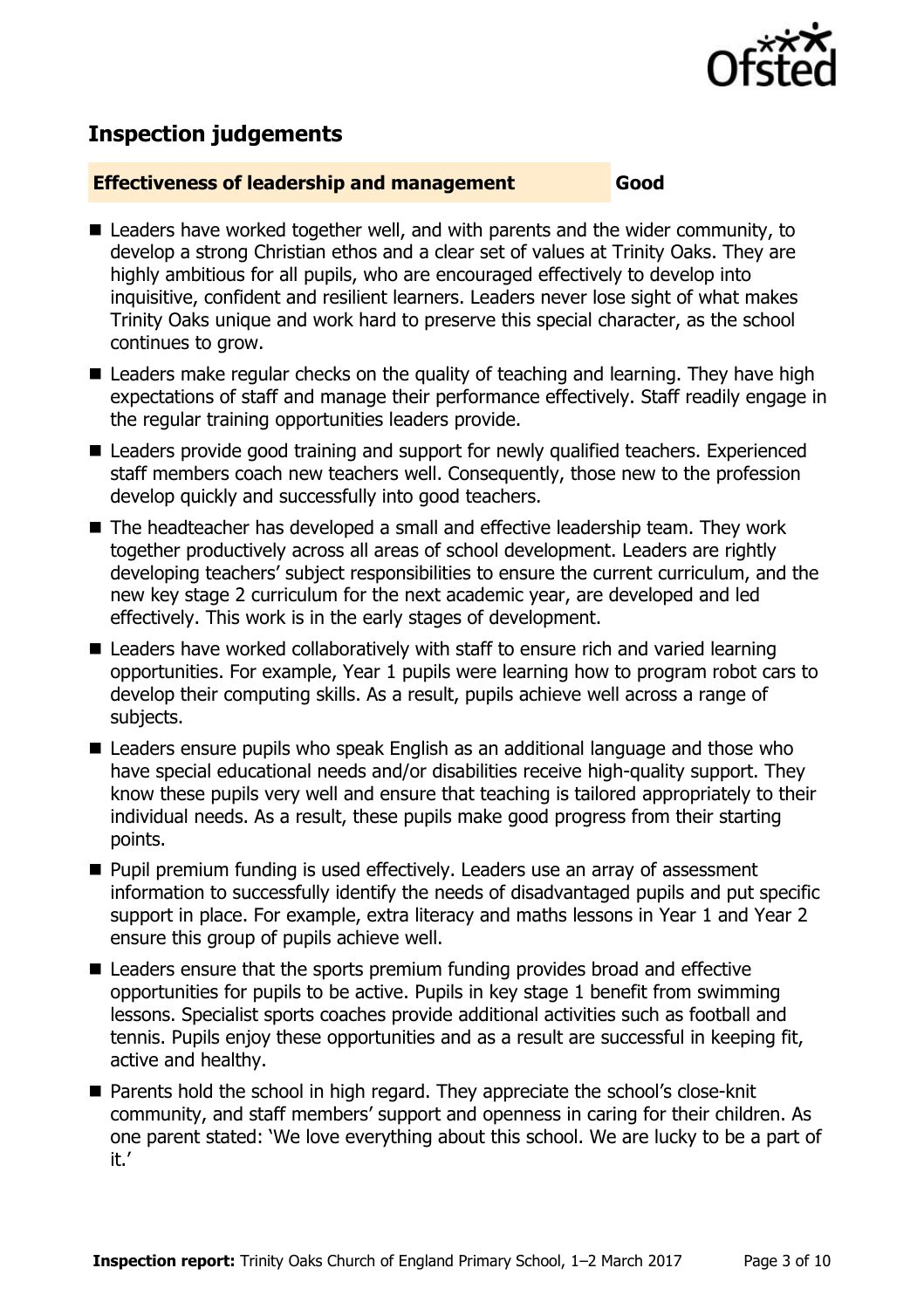## Inspection judgements

**Effectiveness of leadership and management** **Good**

- Leaders have worked together well, and with parents and the wider community, to develop a strong Christian ethos and a clear set of values at Trinity Oaks. They are highly ambitious for all pupils, who are encouraged effectively to develop into inquisitive, confident and resilient learners. Leaders never lose sight of what makes Trinity Oaks unique and work hard to preserve this special character, as the school continues to grow.
- Leaders make regular checks on the quality of teaching and learning. They have high expectations of staff and manage their performance effectively. Staff readily engage in the regular training opportunities leaders provide.
- Leaders provide good training and support for newly qualified teachers. Experienced staff members coach new teachers well. Consequently, those new to the profession develop quickly and successfully into good teachers.
- The headteacher has developed a small and effective leadership team. They work together productively across all areas of school development. Leaders are rightly developing teachers' subject responsibilities to ensure the current curriculum, and the new key stage 2 curriculum for the next academic year, are developed and led effectively. This work is in the early stages of development.
- Leaders have worked collaboratively with staff to ensure rich and varied learning opportunities. For example, Year 1 pupils were learning how to program robot cars to develop their computing skills. As a result, pupils achieve well across a range of subjects.
- Leaders ensure pupils who speak English as an additional language and those who have special educational needs and/or disabilities receive high-quality support. They know these pupils very well and ensure that teaching is tailored appropriately to their individual needs. As a result, these pupils make good progress from their starting points.
- Pupil premium funding is used effectively. Leaders use an array of assessment information to successfully identify the needs of disadvantaged pupils and put specific support in place. For example, extra literacy and maths lessons in Year 1 and Year 2 ensure this group of pupils achieve well.
- Leaders ensure that the sports premium funding provides broad and effective opportunities for pupils to be active. Pupils in key stage 1 benefit from swimming lessons. Specialist sports coaches provide additional activities such as football and tennis. Pupils enjoy these opportunities and as a result are successful in keeping fit, active and healthy.
- Parents hold the school in high regard. They appreciate the school's close-knit community, and staff members' support and openness in caring for their children. As one parent stated: 'We love everything about this school. We are lucky to be a part of it.'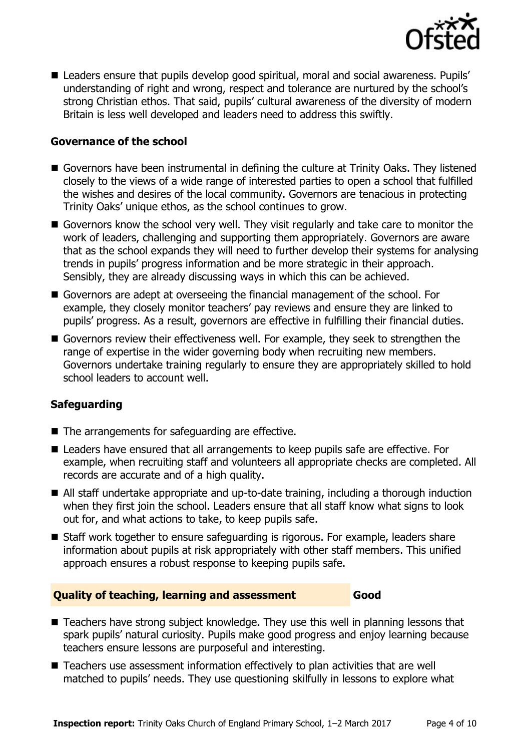- Leaders ensure that pupils develop good spiritual, moral and social awareness. Pupils' understanding of right and wrong, respect and tolerance are nurtured by the school's strong Christian ethos. That said, pupils' cultural awareness of the diversity of modern Britain is less well developed and leaders need to address this swiftly.

### Governance of the school

- Governors have been instrumental in defining the culture at Trinity Oaks. They listened closely to the views of a wide range of interested parties to open a school that fulfilled the wishes and desires of the local community. Governors are tenacious in protecting Trinity Oaks' unique ethos, as the school continues to grow.
- Governors know the school very well. They visit regularly and take care to monitor the work of leaders, challenging and supporting them appropriately. Governors are aware that as the school expands they will need to further develop their systems for analysing trends in pupils' progress information and be more strategic in their approach. Sensibly, they are already discussing ways in which this can be achieved.
- Governors are adept at overseeing the financial management of the school. For example, they closely monitor teachers' pay reviews and ensure they are linked to pupils' progress. As a result, governors are effective in fulfilling their financial duties.
- Governors review their effectiveness well. For example, they seek to strengthen the range of expertise in the wider governing body when recruiting new members. Governors undertake training regularly to ensure they are appropriately skilled to hold school leaders to account well.

### Safeguarding

- The arrangements for safeguarding are effective.
- Leaders have ensured that all arrangements to keep pupils safe are effective. For example, when recruiting staff and volunteers all appropriate checks are completed. All records are accurate and of a high quality.
- All staff undertake appropriate and up-to-date training, including a thorough induction when they first join the school. Leaders ensure that all staff know what signs to look out for, and what actions to take, to keep pupils safe.
- Staff work together to ensure safeguarding is rigorous. For example, leaders share information about pupils at risk appropriately with other staff members. This unified approach ensures a robust response to keeping pupils safe.

## Quality of teaching, learning and assessment — Good

- Teachers have strong subject knowledge. They use this well in planning lessons that spark pupils' natural curiosity. Pupils make good progress and enjoy learning because teachers ensure lessons are purposeful and interesting.
- Teachers use assessment information effectively to plan activities that are well matched to pupils' needs. They use questioning skilfully in lessons to explore what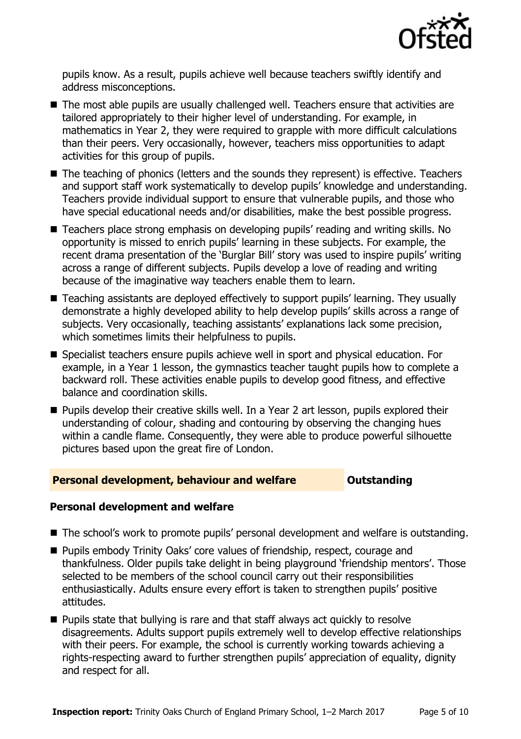pupils know. As a result, pupils achieve well because teachers swiftly identify and address misconceptions.

- The most able pupils are usually challenged well. Teachers ensure that activities are tailored appropriately to their higher level of understanding. For example, in mathematics in Year 2, they were required to grapple with more difficult calculations than their peers. Very occasionally, however, teachers miss opportunities to adapt activities for this group of pupils.
- The teaching of phonics (letters and the sounds they represent) is effective. Teachers and support staff work systematically to develop pupils' knowledge and understanding. Teachers provide individual support to ensure that vulnerable pupils, and those who have special educational needs and/or disabilities, make the best possible progress.
- Teachers place strong emphasis on developing pupils' reading and writing skills. No opportunity is missed to enrich pupils' learning in these subjects. For example, the recent drama presentation of the 'Burglar Bill' story was used to inspire pupils' writing across a range of different subjects. Pupils develop a love of reading and writing because of the imaginative way teachers enable them to learn.
- Teaching assistants are deployed effectively to support pupils' learning. They usually demonstrate a highly developed ability to help develop pupils' skills across a range of subjects. Very occasionally, teaching assistants' explanations lack some precision, which sometimes limits their helpfulness to pupils.
- Specialist teachers ensure pupils achieve well in sport and physical education. For example, in a Year 1 lesson, the gymnastics teacher taught pupils how to complete a backward roll. These activities enable pupils to develop good fitness, and effective balance and coordination skills.
- Pupils develop their creative skills well. In a Year 2 art lesson, pupils explored their understanding of colour, shading and contouring by observing the changing hues within a candle flame. Consequently, they were able to produce powerful silhouette pictures based upon the great fire of London.

## Personal development, behaviour and welfare — Outstanding

### Personal development and welfare

- The school's work to promote pupils' personal development and welfare is outstanding.
- Pupils embody Trinity Oaks' core values of friendship, respect, courage and thankfulness. Older pupils take delight in being playground 'friendship mentors'. Those selected to be members of the school council carry out their responsibilities enthusiastically. Adults ensure every effort is taken to strengthen pupils' positive attitudes.
- Pupils state that bullying is rare and that staff always act quickly to resolve disagreements. Adults support pupils extremely well to develop effective relationships with their peers. For example, the school is currently working towards achieving a rights-respecting award to further strengthen pupils' appreciation of equality, dignity and respect for all.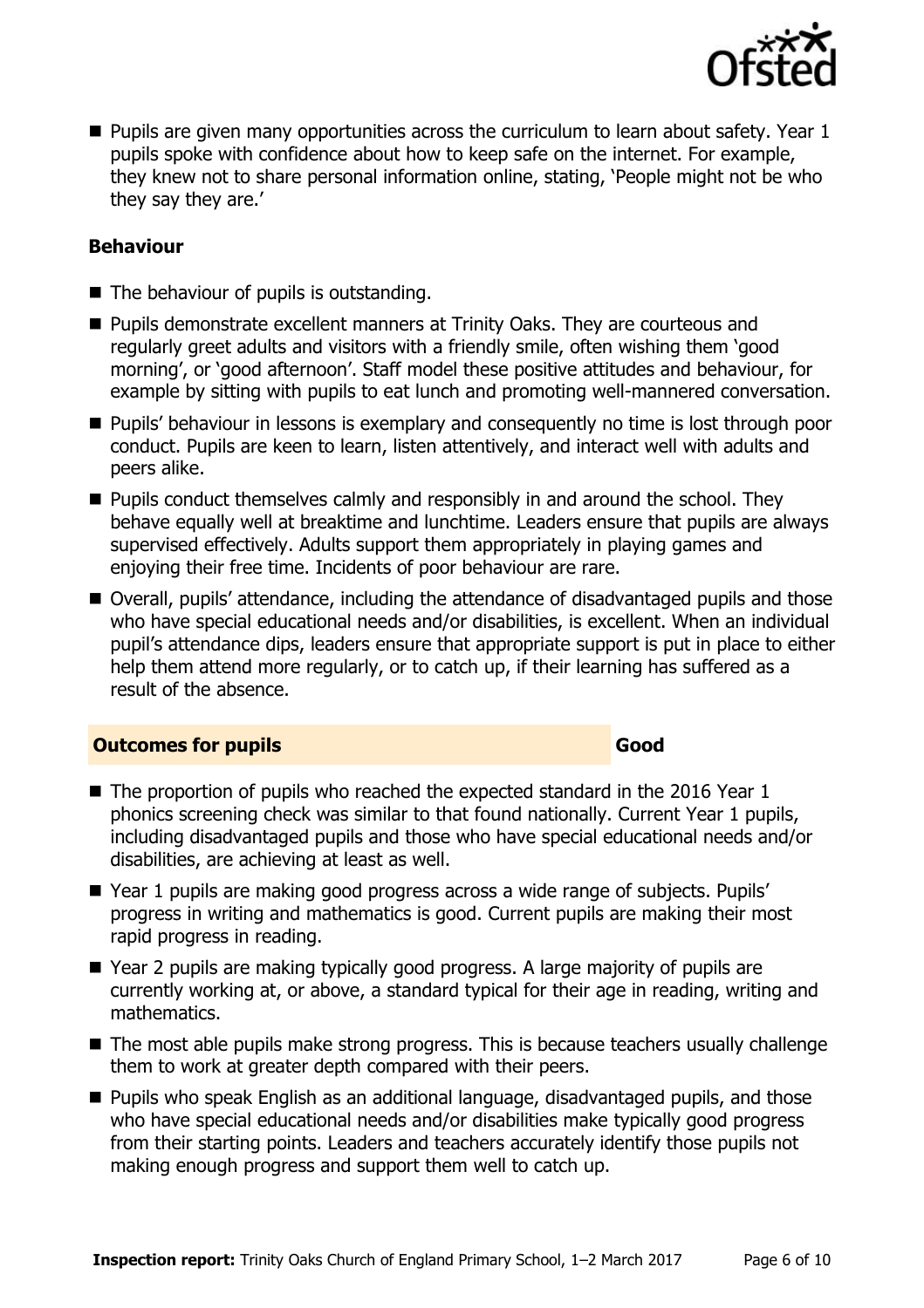- Pupils are given many opportunities across the curriculum to learn about safety. Year 1 pupils spoke with confidence about how to keep safe on the internet. For example, they knew not to share personal information online, stating, 'People might not be who they say they are.'

### Behaviour

- The behaviour of pupils is outstanding.
- Pupils demonstrate excellent manners at Trinity Oaks. They are courteous and regularly greet adults and visitors with a friendly smile, often wishing them 'good morning', or 'good afternoon'. Staff model these positive attitudes and behaviour, for example by sitting with pupils to eat lunch and promoting well-mannered conversation.
- Pupils' behaviour in lessons is exemplary and consequently no time is lost through poor conduct. Pupils are keen to learn, listen attentively, and interact well with adults and peers alike.
- Pupils conduct themselves calmly and responsibly in and around the school. They behave equally well at breaktime and lunchtime. Leaders ensure that pupils are always supervised effectively. Adults support them appropriately in playing games and enjoying their free time. Incidents of poor behaviour are rare.
- Overall, pupils' attendance, including the attendance of disadvantaged pupils and those who have special educational needs and/or disabilities, is excellent. When an individual pupil's attendance dips, leaders ensure that appropriate support is put in place to either help them attend more regularly, or to catch up, if their learning has suffered as a result of the absence.

## Outcomes for pupils — Good

- The proportion of pupils who reached the expected standard in the 2016 Year 1 phonics screening check was similar to that found nationally. Current Year 1 pupils, including disadvantaged pupils and those who have special educational needs and/or disabilities, are achieving at least as well.
- Year 1 pupils are making good progress across a wide range of subjects. Pupils' progress in writing and mathematics is good. Current pupils are making their most rapid progress in reading.
- Year 2 pupils are making typically good progress. A large majority of pupils are currently working at, or above, a standard typical for their age in reading, writing and mathematics.
- The most able pupils make strong progress. This is because teachers usually challenge them to work at greater depth compared with their peers.
- Pupils who speak English as an additional language, disadvantaged pupils, and those who have special educational needs and/or disabilities make typically good progress from their starting points. Leaders and teachers accurately identify those pupils not making enough progress and support them well to catch up.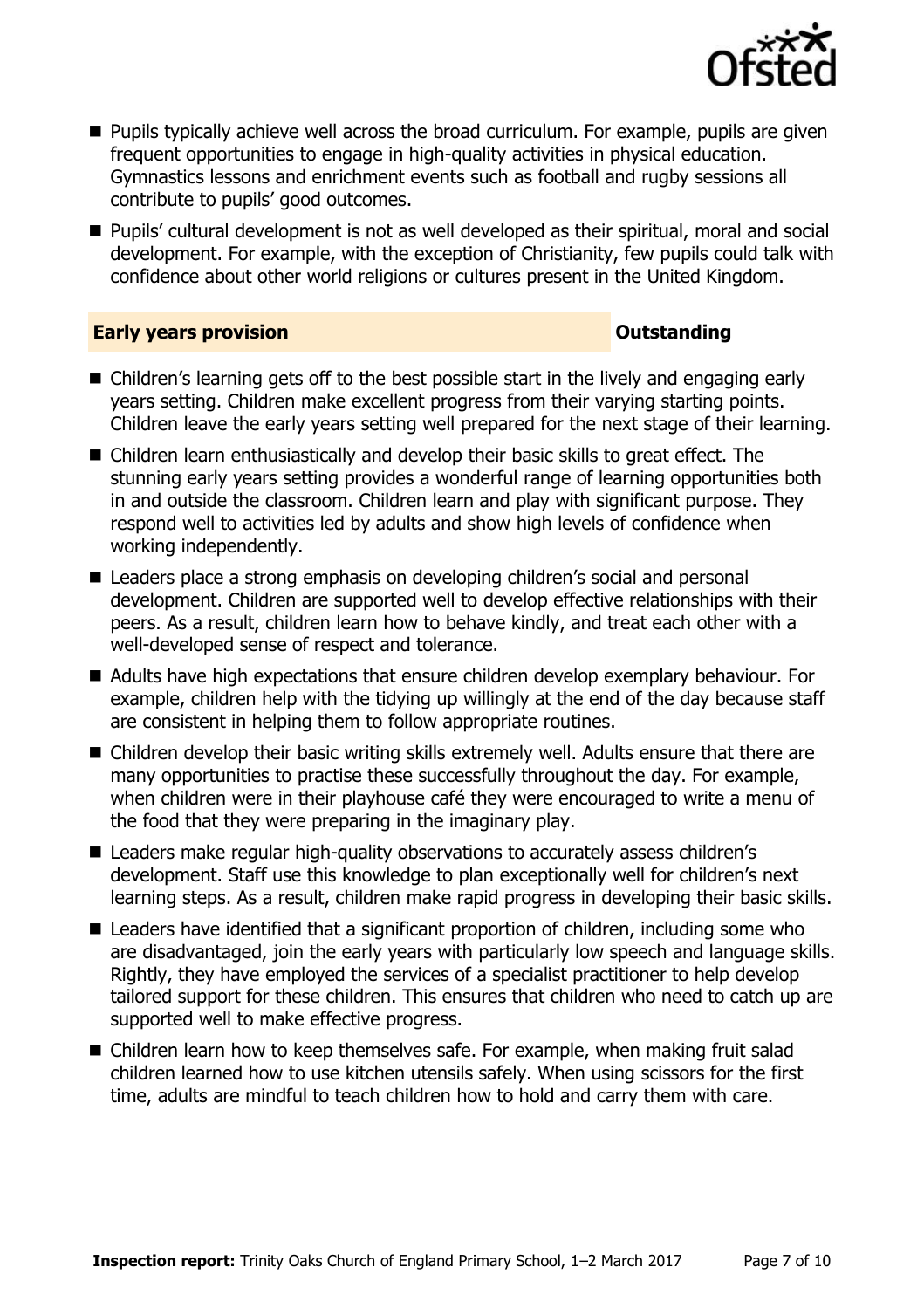- Pupils typically achieve well across the broad curriculum. For example, pupils are given frequent opportunities to engage in high-quality activities in physical education. Gymnastics lessons and enrichment events such as football and rugby sessions all contribute to pupils' good outcomes.
- Pupils' cultural development is not as well developed as their spiritual, moral and social development. For example, with the exception of Christianity, few pupils could talk with confidence about other world religions or cultures present in the United Kingdom.

## Early years provision — Outstanding

- Children's learning gets off to the best possible start in the lively and engaging early years setting. Children make excellent progress from their varying starting points. Children leave the early years setting well prepared for the next stage of their learning.
- Children learn enthusiastically and develop their basic skills to great effect. The stunning early years setting provides a wonderful range of learning opportunities both in and outside the classroom. Children learn and play with significant purpose. They respond well to activities led by adults and show high levels of confidence when working independently.
- Leaders place a strong emphasis on developing children's social and personal development. Children are supported well to develop effective relationships with their peers. As a result, children learn how to behave kindly, and treat each other with a well-developed sense of respect and tolerance.
- Adults have high expectations that ensure children develop exemplary behaviour. For example, children help with the tidying up willingly at the end of the day because staff are consistent in helping them to follow appropriate routines.
- Children develop their basic writing skills extremely well. Adults ensure that there are many opportunities to practise these successfully throughout the day. For example, when children were in their playhouse café they were encouraged to write a menu of the food that they were preparing in the imaginary play.
- Leaders make regular high-quality observations to accurately assess children's development. Staff use this knowledge to plan exceptionally well for children's next learning steps. As a result, children make rapid progress in developing their basic skills.
- Leaders have identified that a significant proportion of children, including some who are disadvantaged, join the early years with particularly low speech and language skills. Rightly, they have employed the services of a specialist practitioner to help develop tailored support for these children. This ensures that children who need to catch up are supported well to make effective progress.
- Children learn how to keep themselves safe. For example, when making fruit salad children learned how to use kitchen utensils safely. When using scissors for the first time, adults are mindful to teach children how to hold and carry them with care.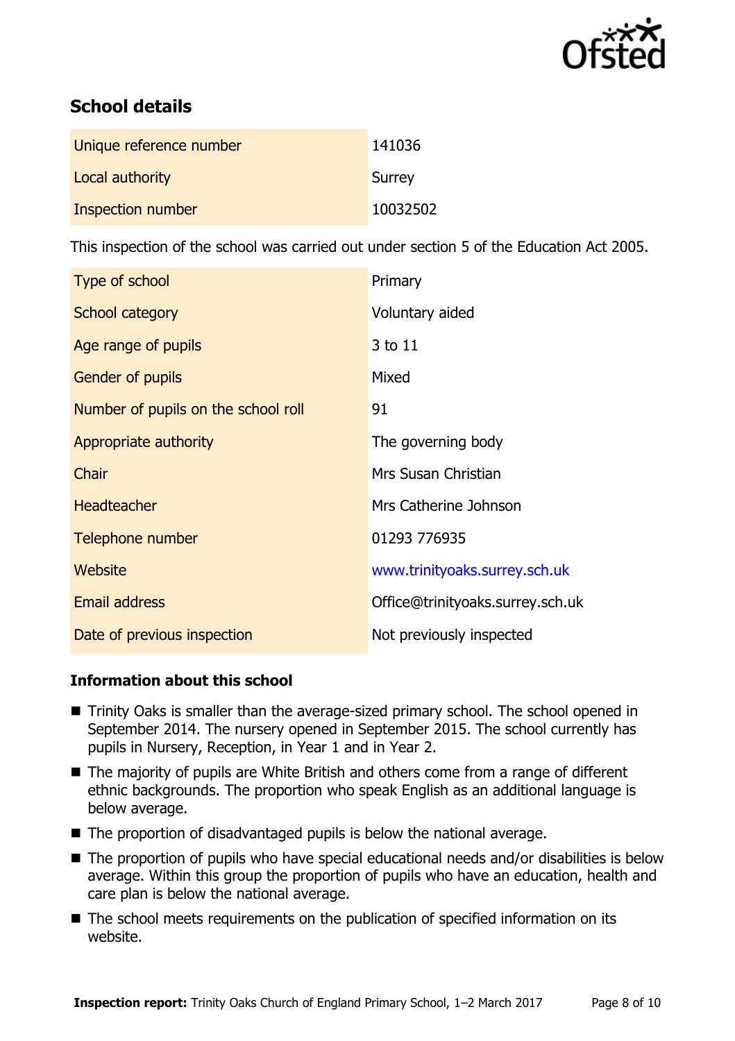## School details

| | |
|---|---|
| Unique reference number | 141036 |
| Local authority | Surrey |
| Inspection number | 10032502 |

This inspection of the school was carried out under section 5 of the Education Act 2005.

| | |
|---|---|
| Type of school | Primary |
| School category | Voluntary aided |
| Age range of pupils | 3 to 11 |
| Gender of pupils | Mixed |
| Number of pupils on the school roll | 91 |
| Appropriate authority | The governing body |
| Chair | Mrs Susan Christian |
| Headteacher | Mrs Catherine Johnson |
| Telephone number | 01293 776935 |
| Website | www.trinityoaks.surrey.sch.uk |
| Email address | Office@trinityoaks.surrey.sch.uk |
| Date of previous inspection | Not previously inspected |

### Information about this school

- Trinity Oaks is smaller than the average-sized primary school. The school opened in September 2014. The nursery opened in September 2015. The school currently has pupils in Nursery, Reception, in Year 1 and in Year 2.
- The majority of pupils are White British and others come from a range of different ethnic backgrounds. The proportion who speak English as an additional language is below average.
- The proportion of disadvantaged pupils is below the national average.
- The proportion of pupils who have special educational needs and/or disabilities is below average. Within this group the proportion of pupils who have an education, health and care plan is below the national average.
- The school meets requirements on the publication of specified information on its website.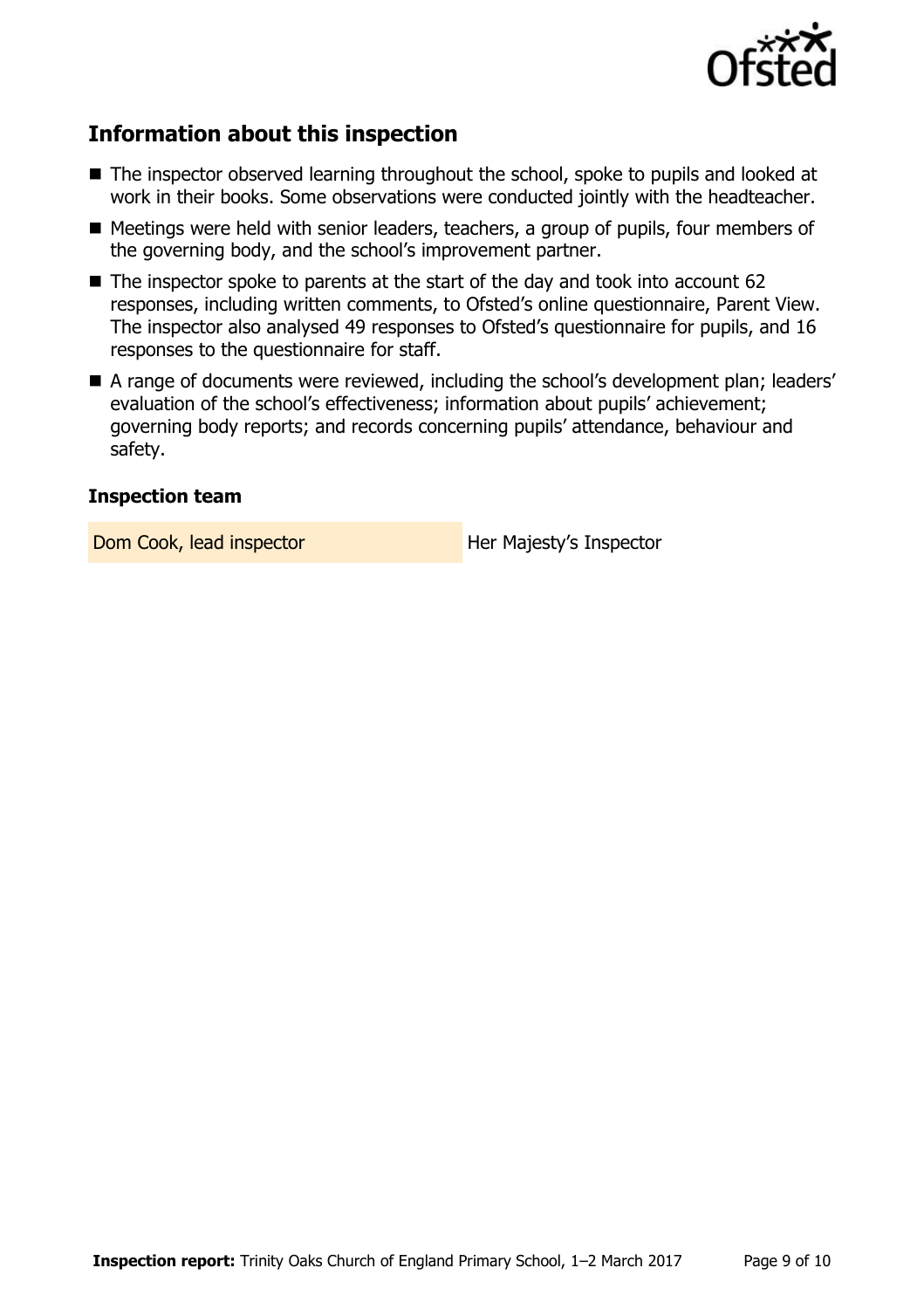## Information about this inspection

- The inspector observed learning throughout the school, spoke to pupils and looked at work in their books. Some observations were conducted jointly with the headteacher.
- Meetings were held with senior leaders, teachers, a group of pupils, four members of the governing body, and the school's improvement partner.
- The inspector spoke to parents at the start of the day and took into account 62 responses, including written comments, to Ofsted's online questionnaire, Parent View. The inspector also analysed 49 responses to Ofsted's questionnaire for pupils, and 16 responses to the questionnaire for staff.
- A range of documents were reviewed, including the school's development plan; leaders' evaluation of the school's effectiveness; information about pupils' achievement; governing body reports; and records concerning pupils' attendance, behaviour and safety.

### Inspection team

| | |
|---|---|
| Dom Cook, lead inspector | Her Majesty's Inspector |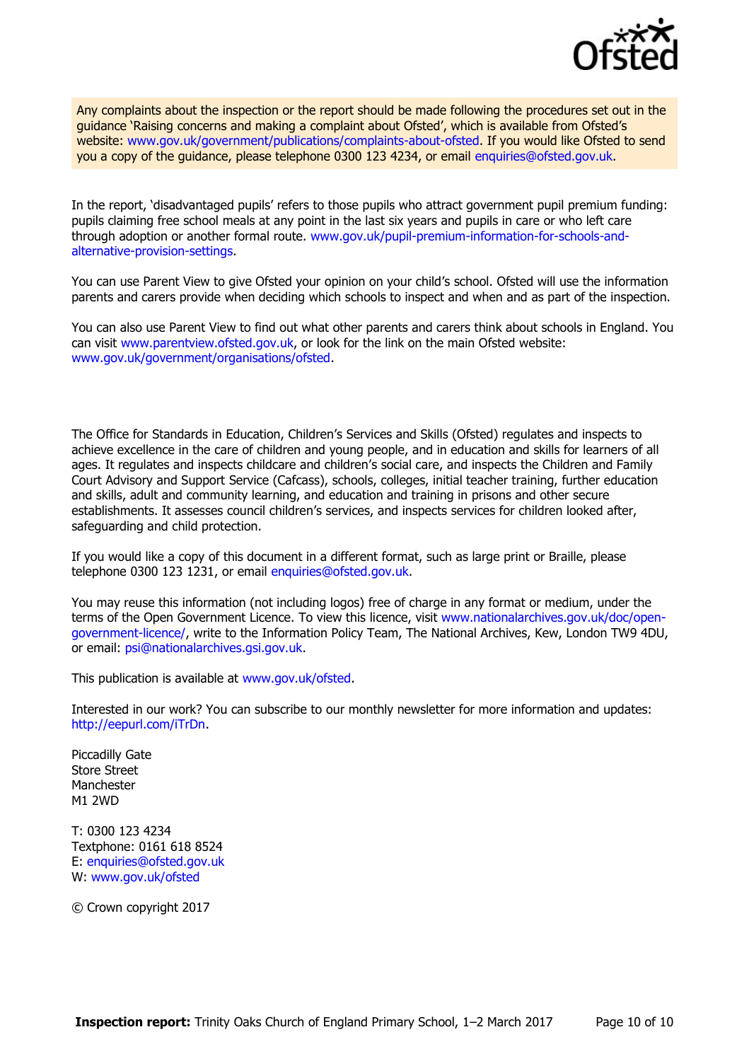Any complaints about the inspection or the report should be made following the procedures set out in the guidance 'Raising concerns and making a complaint about Ofsted', which is available from Ofsted's website: www.gov.uk/government/publications/complaints-about-ofsted. If you would like Ofsted to send you a copy of the guidance, please telephone 0300 123 4234, or email enquiries@ofsted.gov.uk.

In the report, 'disadvantaged pupils' refers to those pupils who attract government pupil premium funding: pupils claiming free school meals at any point in the last six years and pupils in care or who left care through adoption or another formal route. www.gov.uk/pupil-premium-information-for-schools-and-alternative-provision-settings.

You can use Parent View to give Ofsted your opinion on your child's school. Ofsted will use the information parents and carers provide when deciding which schools to inspect and when and as part of the inspection.

You can also use Parent View to find out what other parents and carers think about schools in England. You can visit www.parentview.ofsted.gov.uk, or look for the link on the main Ofsted website: www.gov.uk/government/organisations/ofsted.

The Office for Standards in Education, Children's Services and Skills (Ofsted) regulates and inspects to achieve excellence in the care of children and young people, and in education and skills for learners of all ages. It regulates and inspects childcare and children's social care, and inspects the Children and Family Court Advisory and Support Service (Cafcass), schools, colleges, initial teacher training, further education and skills, adult and community learning, and education and training in prisons and other secure establishments. It assesses council children's services, and inspects services for children looked after, safeguarding and child protection.

If you would like a copy of this document in a different format, such as large print or Braille, please telephone 0300 123 1231, or email enquiries@ofsted.gov.uk.

You may reuse this information (not including logos) free of charge in any format or medium, under the terms of the Open Government Licence. To view this licence, visit www.nationalarchives.gov.uk/doc/open-government-licence/, write to the Information Policy Team, The National Archives, Kew, London TW9 4DU, or email: psi@nationalarchives.gsi.gov.uk.

This publication is available at www.gov.uk/ofsted.

Interested in our work? You can subscribe to our monthly newsletter for more information and updates: http://eepurl.com/iTrDn.

Piccadilly Gate
Store Street
Manchester
M1 2WD

T: 0300 123 4234
Textphone: 0161 618 8524
E: enquiries@ofsted.gov.uk
W: www.gov.uk/ofsted

© Crown copyright 2017